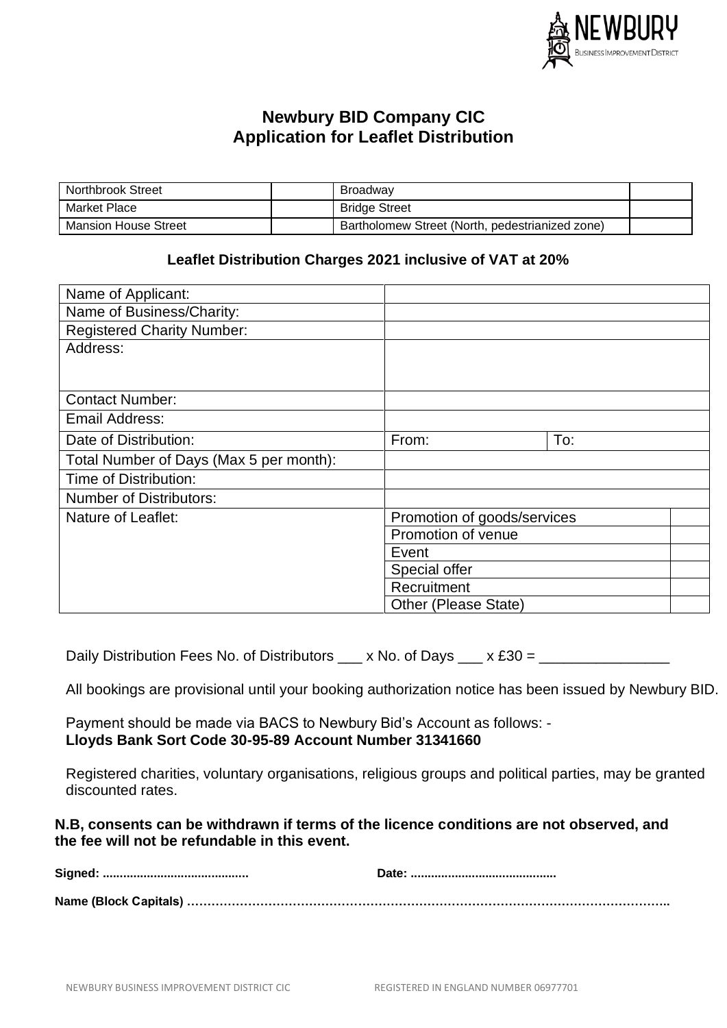# Newbury BID Company CIC
# Application for Leaflet Distribution

| Northbrook Street | | Broadway | |
|---|---|---|---|
| Market Place | | Bridge Street | |
| Mansion House Street | | Bartholomew Street (North, pedestrianized zone) | |

### Leaflet Distribution Charges 2021 inclusive of VAT at 20%

| Name of Applicant: | | |
|---|---|---|
| Name of Business/Charity: | | |
| Registered Charity Number: | | |
| Address: | | |
| Contact Number: | | |
| Email Address: | | |
| Date of Distribution: | From: | To: |
| Total Number of Days (Max 5 per month): | | |
| Time of Distribution: | | |
| Number of Distributors: | | |
| Nature of Leaflet: | Promotion of goods/services | |
| | Promotion of venue | |
| | Event | |
| | Special offer | |
| | Recruitment | |
| | Other (Please State) | |

Daily Distribution Fees No. of Distributors ___ x No. of Days ___ x £30 = ________________

All bookings are provisional until your booking authorization notice has been issued by Newbury BID.

Payment should be made via BACS to Newbury Bid's Account as follows: -
**Lloyds Bank Sort Code 30-95-89 Account Number 31341660**

Registered charities, voluntary organisations, religious groups and political parties, may be granted discounted rates.

**N.B, consents can be withdrawn if terms of the licence conditions are not observed, and the fee will not be refundable in this event.**

**Signed: ..........................................** **Date: ..........................................**

**Name (Block Capitals) ……………………………………………………………………………………………..**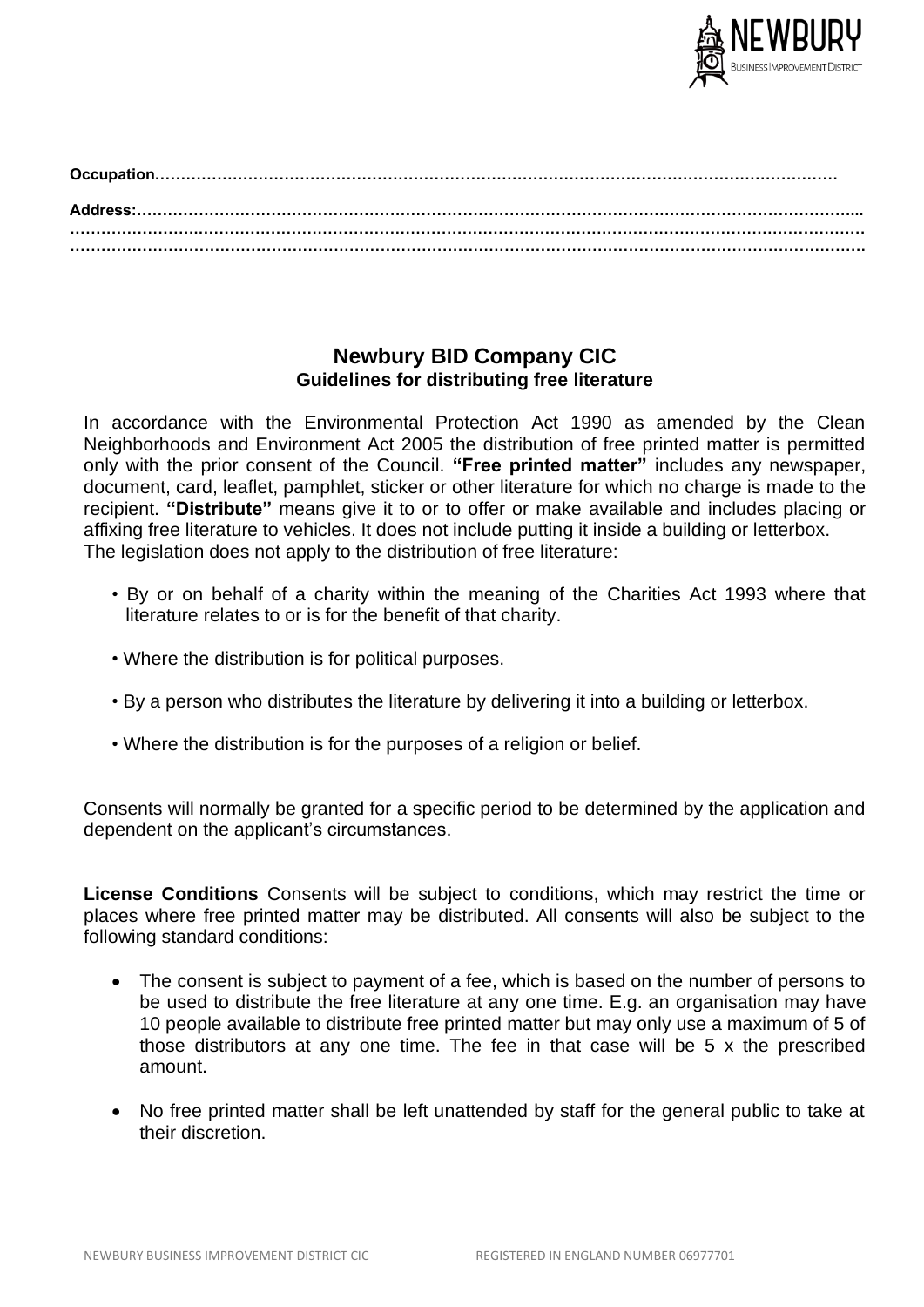**Occupation……………………………………………………………………………………………………………**

**Address:……………………………………………………………………………………………………………...**
**……………………………………………………………………………………………………………………………**
**……………………………………………………………………………………………………………………………**

## Newbury BID Company CIC

### Guidelines for distributing free literature

In accordance with the Environmental Protection Act 1990 as amended by the Clean Neighborhoods and Environment Act 2005 the distribution of free printed matter is permitted only with the prior consent of the Council. **"Free printed matter"** includes any newspaper, document, card, leaflet, pamphlet, sticker or other literature for which no charge is made to the recipient. **"Distribute"** means give it to or to offer or make available and includes placing or affixing free literature to vehicles. It does not include putting it inside a building or letterbox.
The legislation does not apply to the distribution of free literature:

- By or on behalf of a charity within the meaning of the Charities Act 1993 where that literature relates to or is for the benefit of that charity.
- Where the distribution is for political purposes.
- By a person who distributes the literature by delivering it into a building or letterbox.
- Where the distribution is for the purposes of a religion or belief.

Consents will normally be granted for a specific period to be determined by the application and dependent on the applicant's circumstances.

**License Conditions** Consents will be subject to conditions, which may restrict the time or places where free printed matter may be distributed. All consents will also be subject to the following standard conditions:

- The consent is subject to payment of a fee, which is based on the number of persons to be used to distribute the free literature at any one time. E.g. an organisation may have 10 people available to distribute free printed matter but may only use a maximum of 5 of those distributors at any one time. The fee in that case will be 5 x the prescribed amount.
- No free printed matter shall be left unattended by staff for the general public to take at their discretion.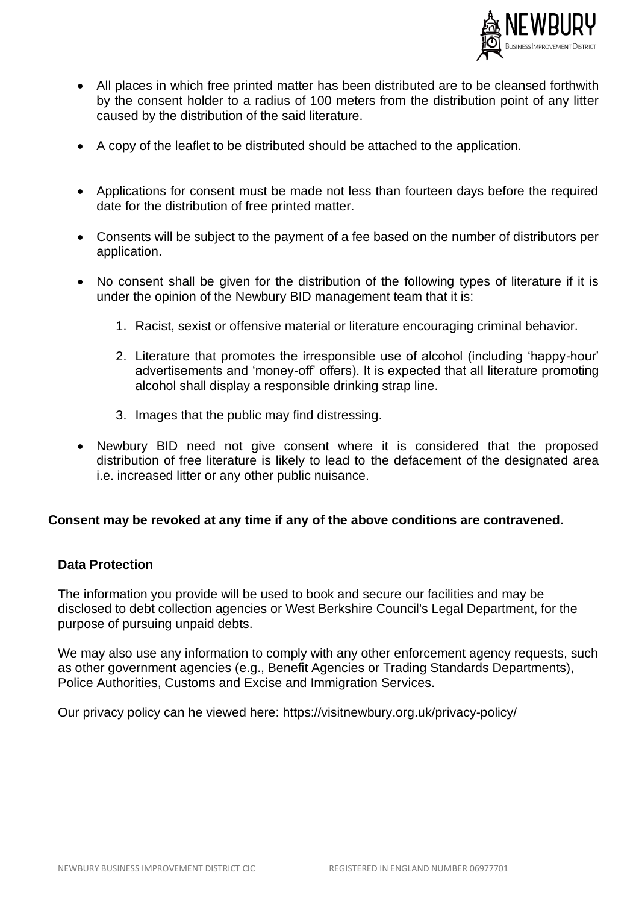- All places in which free printed matter has been distributed are to be cleansed forthwith by the consent holder to a radius of 100 meters from the distribution point of any litter caused by the distribution of the said literature.

- A copy of the leaflet to be distributed should be attached to the application.

- Applications for consent must be made not less than fourteen days before the required date for the distribution of free printed matter.

- Consents will be subject to the payment of a fee based on the number of distributors per application.

- No consent shall be given for the distribution of the following types of literature if it is under the opinion of the Newbury BID management team that it is:

    1. Racist, sexist or offensive material or literature encouraging criminal behavior.

    2. Literature that promotes the irresponsible use of alcohol (including 'happy-hour' advertisements and 'money-off' offers). It is expected that all literature promoting alcohol shall display a responsible drinking strap line.

    3. Images that the public may find distressing.

- Newbury BID need not give consent where it is considered that the proposed distribution of free literature is likely to lead to the defacement of the designated area i.e. increased litter or any other public nuisance.

**Consent may be revoked at any time if any of the above conditions are contravened.**

**Data Protection**

The information you provide will be used to book and secure our facilities and may be disclosed to debt collection agencies or West Berkshire Council's Legal Department, for the purpose of pursuing unpaid debts.

We may also use any information to comply with any other enforcement agency requests, such as other government agencies (e.g., Benefit Agencies or Trading Standards Departments), Police Authorities, Customs and Excise and Immigration Services.

Our privacy policy can he viewed here: https://visitnewbury.org.uk/privacy-policy/